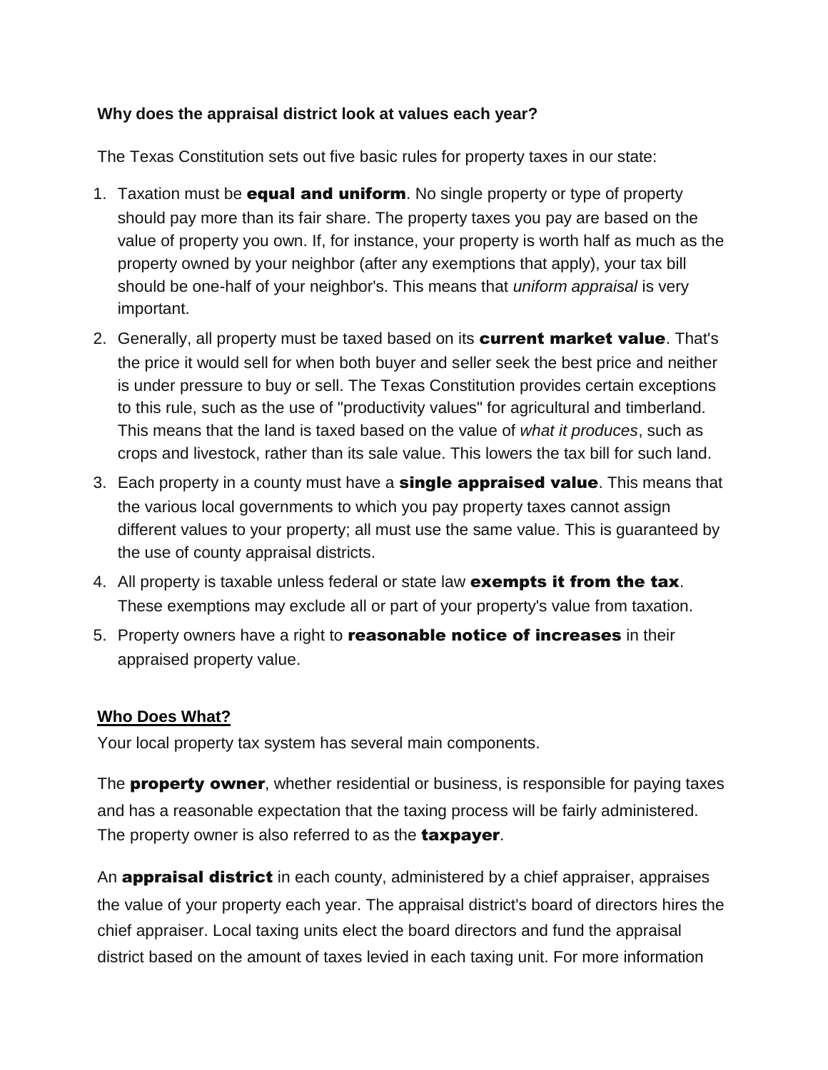**Why does the appraisal district look at values each year?**

The Texas Constitution sets out five basic rules for property taxes in our state:

1. Taxation must be **equal and uniform**. No single property or type of property should pay more than its fair share. The property taxes you pay are based on the value of property you own. If, for instance, your property is worth half as much as the property owned by your neighbor (after any exemptions that apply), your tax bill should be one-half of your neighbor's. This means that *uniform appraisal* is very important.
2. Generally, all property must be taxed based on its **current market value**. That's the price it would sell for when both buyer and seller seek the best price and neither is under pressure to buy or sell. The Texas Constitution provides certain exceptions to this rule, such as the use of "productivity values" for agricultural and timberland. This means that the land is taxed based on the value of *what it produces*, such as crops and livestock, rather than its sale value. This lowers the tax bill for such land.
3. Each property in a county must have a **single appraised value**. This means that the various local governments to which you pay property taxes cannot assign different values to your property; all must use the same value. This is guaranteed by the use of county appraisal districts.
4. All property is taxable unless federal or state law **exempts it from the tax**. These exemptions may exclude all or part of your property's value from taxation.
5. Property owners have a right to **reasonable notice of increases** in their appraised property value.

**Who Does What?**

Your local property tax system has several main components.

The **property owner**, whether residential or business, is responsible for paying taxes and has a reasonable expectation that the taxing process will be fairly administered. The property owner is also referred to as the **taxpayer**.

An **appraisal district** in each county, administered by a chief appraiser, appraises the value of your property each year. The appraisal district's board of directors hires the chief appraiser. Local taxing units elect the board directors and fund the appraisal district based on the amount of taxes levied in each taxing unit. For more information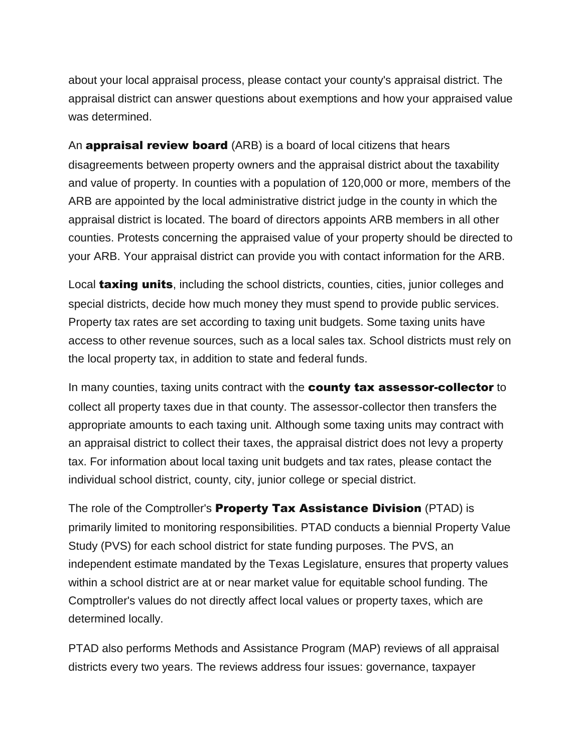about your local appraisal process, please contact your county's appraisal district. The appraisal district can answer questions about exemptions and how your appraised value was determined.

An **appraisal review board** (ARB) is a board of local citizens that hears disagreements between property owners and the appraisal district about the taxability and value of property. In counties with a population of 120,000 or more, members of the ARB are appointed by the local administrative district judge in the county in which the appraisal district is located. The board of directors appoints ARB members in all other counties. Protests concerning the appraised value of your property should be directed to your ARB. Your appraisal district can provide you with contact information for the ARB.

Local **taxing units**, including the school districts, counties, cities, junior colleges and special districts, decide how much money they must spend to provide public services. Property tax rates are set according to taxing unit budgets. Some taxing units have access to other revenue sources, such as a local sales tax. School districts must rely on the local property tax, in addition to state and federal funds.

In many counties, taxing units contract with the **county tax assessor-collector** to collect all property taxes due in that county. The assessor-collector then transfers the appropriate amounts to each taxing unit. Although some taxing units may contract with an appraisal district to collect their taxes, the appraisal district does not levy a property tax. For information about local taxing unit budgets and tax rates, please contact the individual school district, county, city, junior college or special district.

The role of the Comptroller's **Property Tax Assistance Division** (PTAD) is primarily limited to monitoring responsibilities. PTAD conducts a biennial Property Value Study (PVS) for each school district for state funding purposes. The PVS, an independent estimate mandated by the Texas Legislature, ensures that property values within a school district are at or near market value for equitable school funding. The Comptroller's values do not directly affect local values or property taxes, which are determined locally.

PTAD also performs Methods and Assistance Program (MAP) reviews of all appraisal districts every two years. The reviews address four issues: governance, taxpayer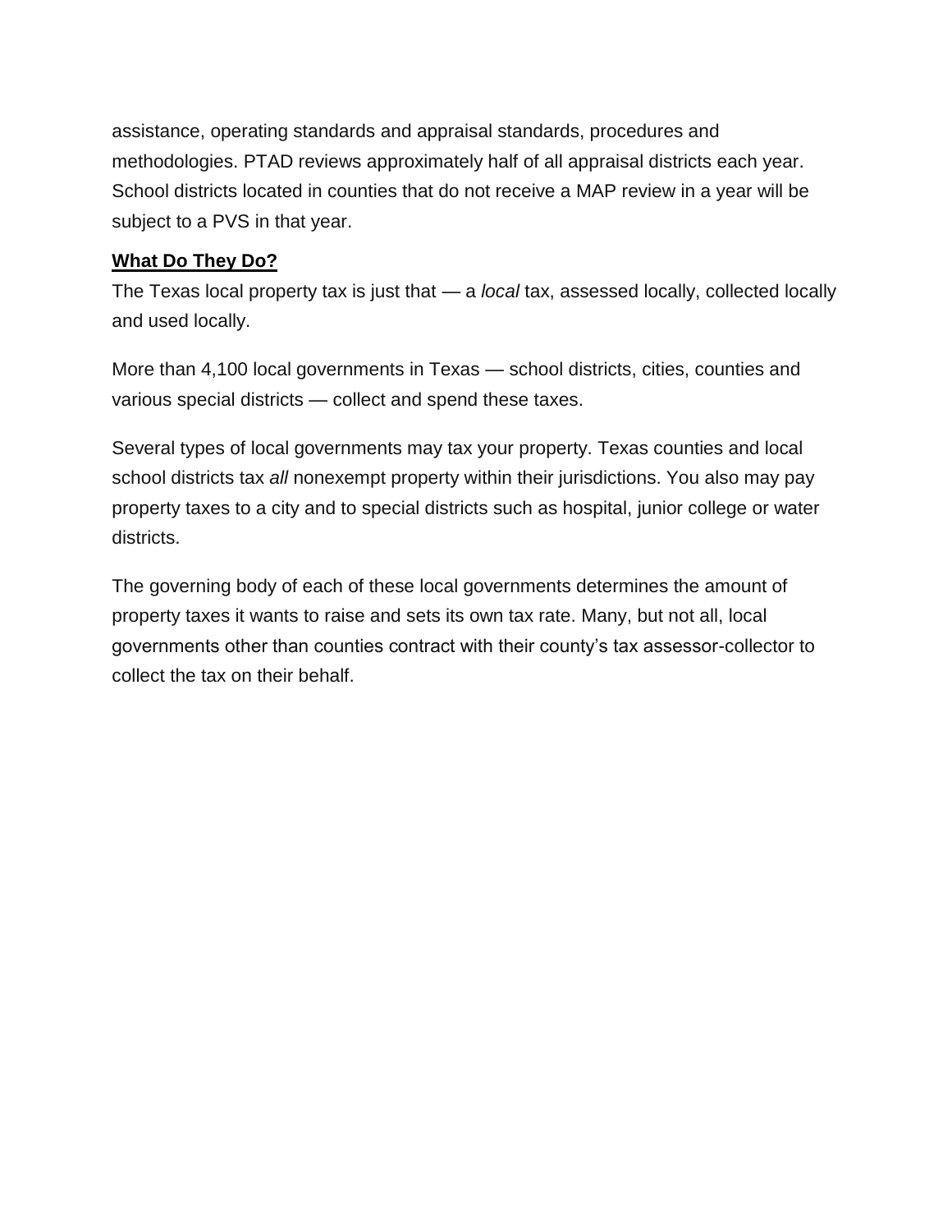assistance, operating standards and appraisal standards, procedures and methodologies. PTAD reviews approximately half of all appraisal districts each year. School districts located in counties that do not receive a MAP review in a year will be subject to a PVS in that year.

**What Do They Do?**

The Texas local property tax is just that — a *local* tax, assessed locally, collected locally and used locally.

More than 4,100 local governments in Texas — school districts, cities, counties and various special districts — collect and spend these taxes.

Several types of local governments may tax your property. Texas counties and local school districts tax *all* nonexempt property within their jurisdictions. You also may pay property taxes to a city and to special districts such as hospital, junior college or water districts.

The governing body of each of these local governments determines the amount of property taxes it wants to raise and sets its own tax rate. Many, but not all, local governments other than counties contract with their county's tax assessor-collector to collect the tax on their behalf.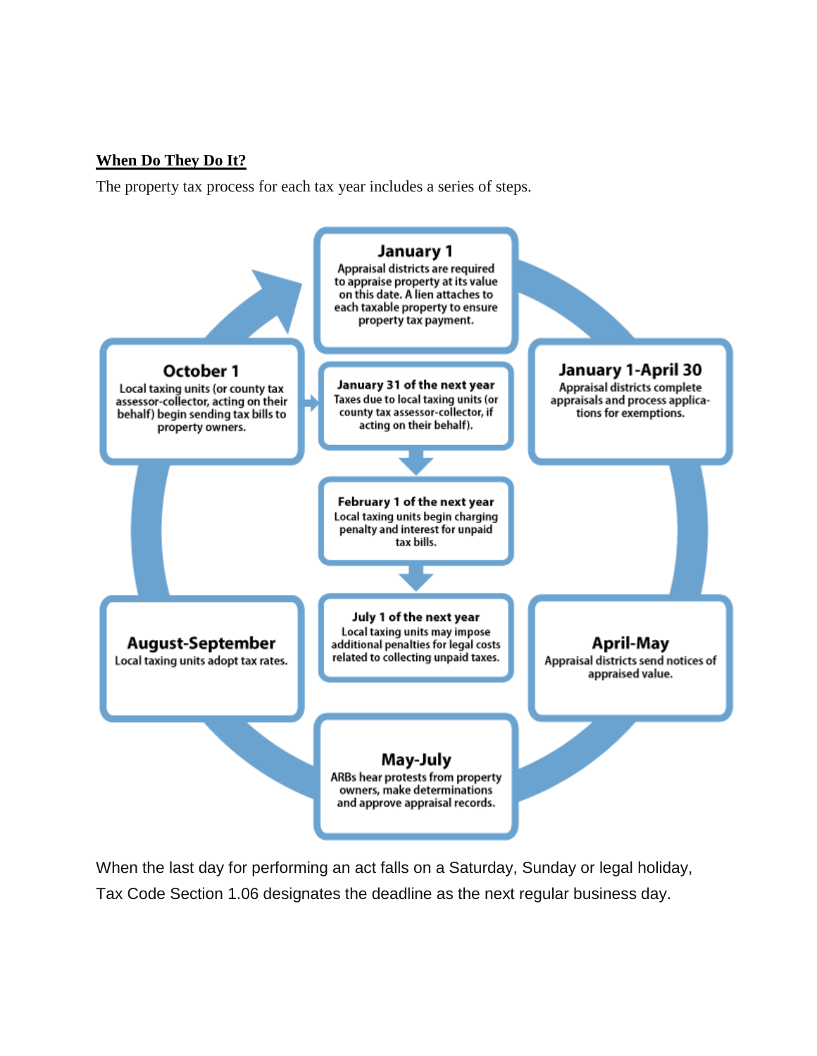## When Do They Do It?

The property tax process for each tax year includes a series of steps.

**January 1**
Appraisal districts are required to appraise property at its value on this date. A lien attaches to each taxable property to ensure property tax payment.

**January 1-April 30**
Appraisal districts complete appraisals and process applications for exemptions.

**April-May**
Appraisal districts send notices of appraised value.

**May-July**
ARBs hear protests from property owners, make determinations and approve appraisal records.

**August-September**
Local taxing units adopt tax rates.

**October 1**
Local taxing units (or county tax assessor-collector, acting on their behalf) begin sending tax bills to property owners.

**January 31 of the next year**
Taxes due to local taxing units (or county tax assessor-collector, if acting on their behalf).

**February 1 of the next year**
Local taxing units begin charging penalty and interest for unpaid tax bills.

**July 1 of the next year**
Local taxing units may impose additional penalties for legal costs related to collecting unpaid taxes.

When the last day for performing an act falls on a Saturday, Sunday or legal holiday, Tax Code Section 1.06 designates the deadline as the next regular business day.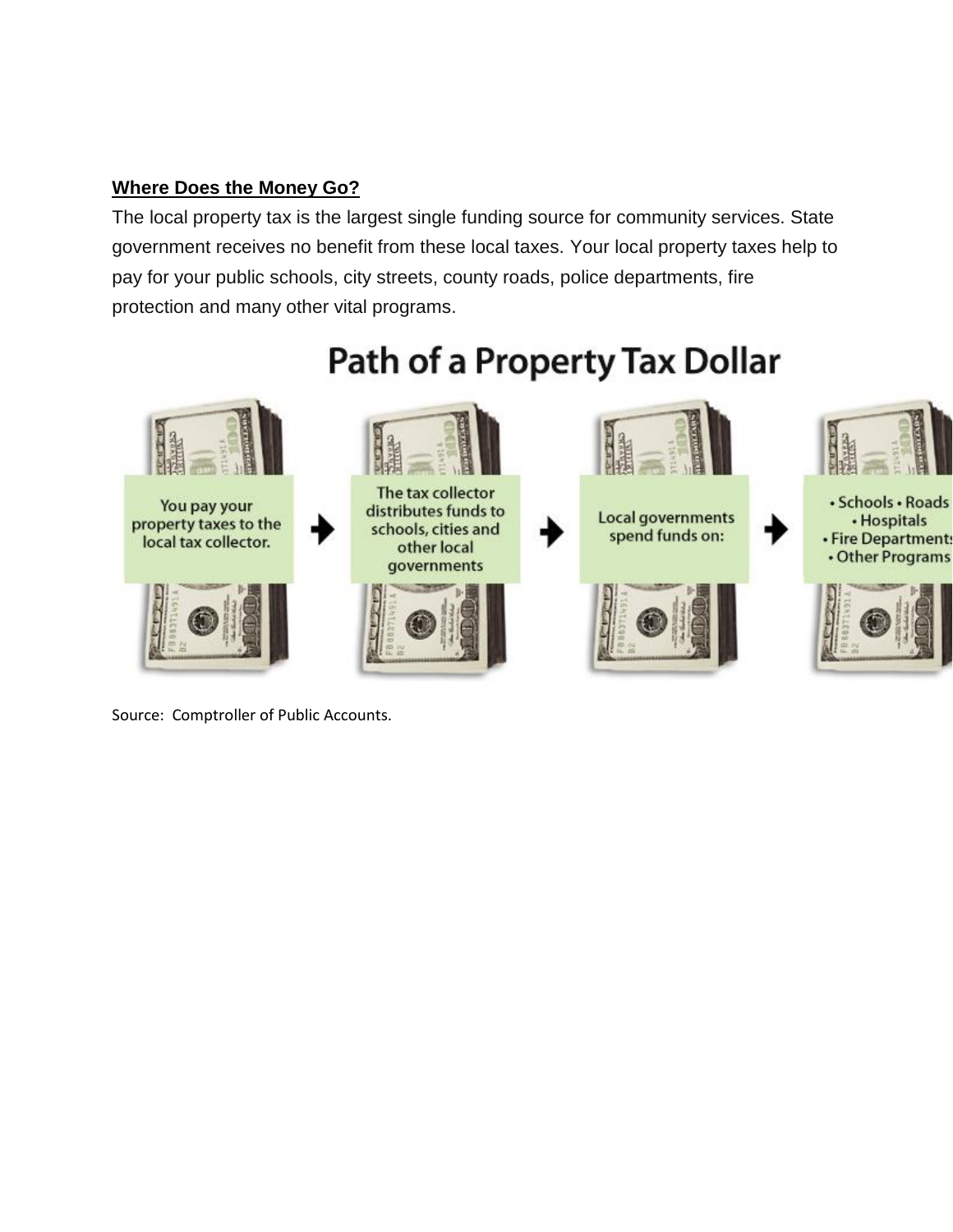**Where Does the Money Go?**

The local property tax is the largest single funding source for community services. State government receives no benefit from these local taxes. Your local property taxes help to pay for your public schools, city streets, county roads, police departments, fire protection and many other vital programs.

## Path of a Property Tax Dollar

You pay your property taxes to the local tax collector.

The tax collector distributes funds to schools, cities and other local governments

Local governments spend funds on:

• Schools • Roads
• Hospitals
• Fire Departments
• Other Programs

Source: Comptroller of Public Accounts.